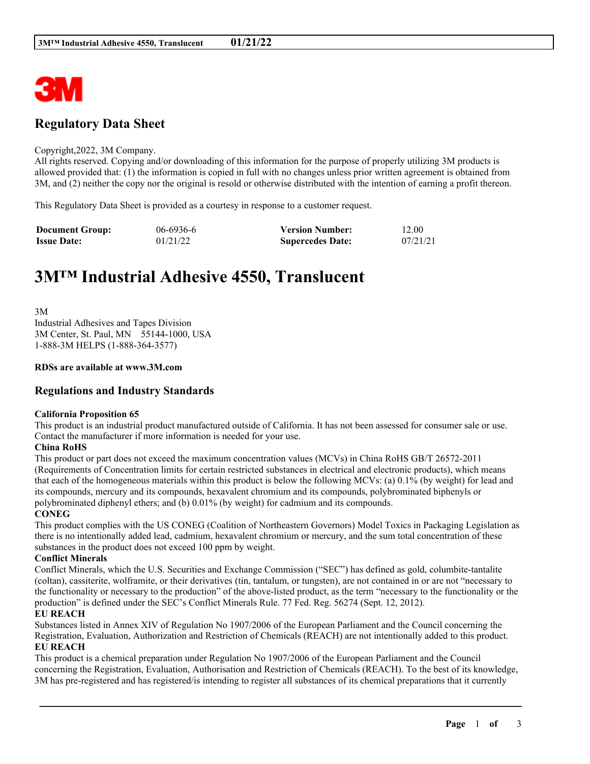## Regulatory Data Sheet

Copyright,2022, 3M Company.
All rights reserved. Copying and/or downloading of this information for the purpose of properly utilizing 3M products is allowed provided that: (1) the information is copied in full with no changes unless prior written agreement is obtained from 3M, and (2) neither the copy nor the original is resold or otherwise distributed with the intention of earning a profit thereon.

This Regulatory Data Sheet is provided as a courtesy in response to a customer request.

| **Document Group:** | 06-6936-6 | **Version Number:** | 12.00 |
|---|---|---|---|
| **Issue Date:** | 01/21/22 | **Supercedes Date:** | 07/21/21 |

# 3M™ Industrial Adhesive 4550, Translucent

3M
Industrial Adhesives and Tapes Division
3M Center, St. Paul, MN 55144-1000, USA
1-888-3M HELPS (1-888-364-3577)

**RDSs are available at www.3M.com**

## Regulations and Industry Standards

**California Proposition 65**
This product is an industrial product manufactured outside of California. It has not been assessed for consumer sale or use. Contact the manufacturer if more information is needed for your use.

**China RoHS**
This product or part does not exceed the maximum concentration values (MCVs) in China RoHS GB/T 26572-2011 (Requirements of Concentration limits for certain restricted substances in electrical and electronic products), which means that each of the homogeneous materials within this product is below the following MCVs: (a) 0.1% (by weight) for lead and its compounds, mercury and its compounds, hexavalent chromium and its compounds, polybrominated biphenyls or polybrominated diphenyl ethers; and (b) 0.01% (by weight) for cadmium and its compounds.

**CONEG**
This product complies with the US CONEG (Coalition of Northeastern Governors) Model Toxics in Packaging Legislation as there is no intentionally added lead, cadmium, hexavalent chromium or mercury, and the sum total concentration of these substances in the product does not exceed 100 ppm by weight.

**Conflict Minerals**
Conflict Minerals, which the U.S. Securities and Exchange Commission ("SEC") has defined as gold, columbite-tantalite (coltan), cassiterite, wolframite, or their derivatives (tin, tantalum, or tungsten), are not contained in or are not "necessary to the functionality or necessary to the production" of the above-listed product, as the term "necessary to the functionality or the production" is defined under the SEC's Conflict Minerals Rule. 77 Fed. Reg. 56274 (Sept. 12, 2012).

**EU REACH**
Substances listed in Annex XIV of Regulation No 1907/2006 of the European Parliament and the Council concerning the Registration, Evaluation, Authorization and Restriction of Chemicals (REACH) are not intentionally added to this product.

**EU REACH**
This product is a chemical preparation under Regulation No 1907/2006 of the European Parliament and the Council concerning the Registration, Evaluation, Authorisation and Restriction of Chemicals (REACH). To the best of its knowledge, 3M has pre-registered and has registered/is intending to register all substances of its chemical preparations that it currently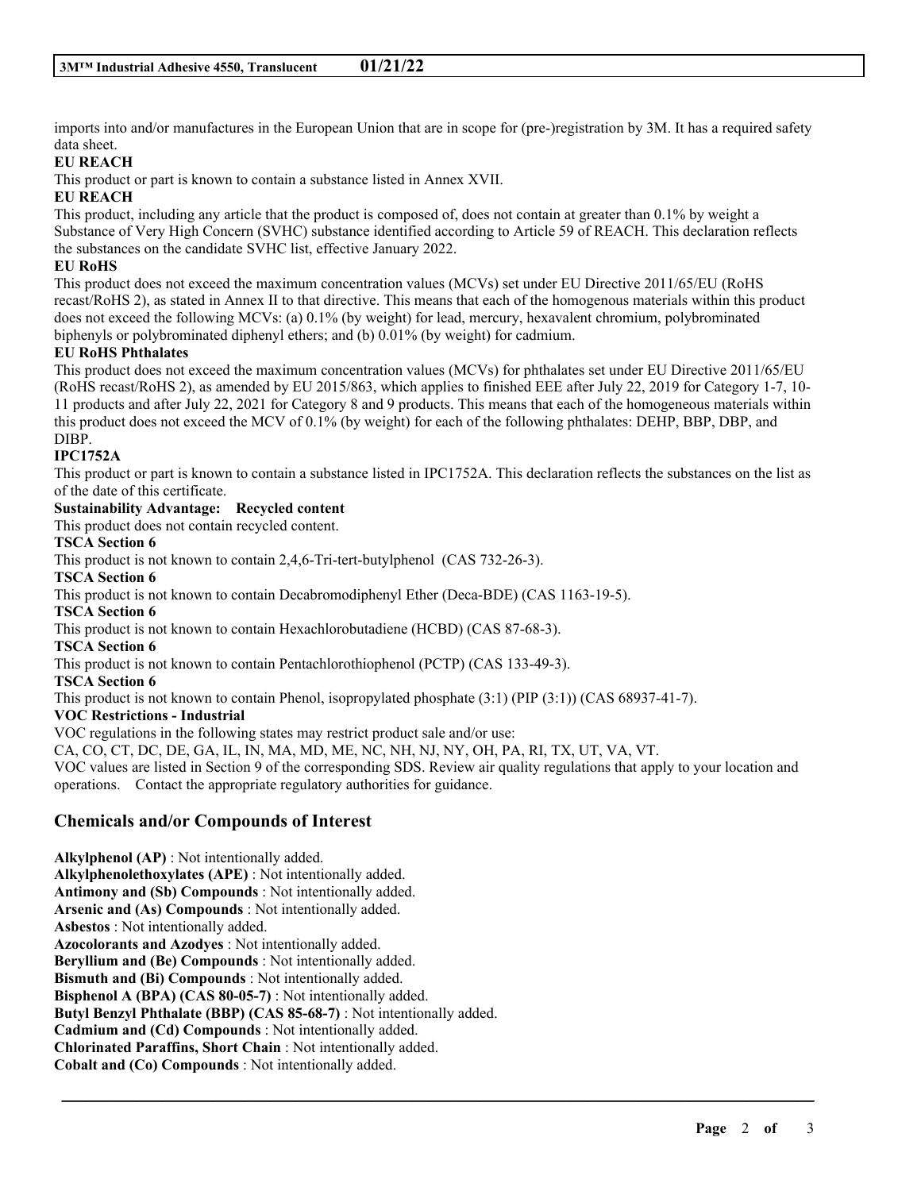imports into and/or manufactures in the European Union that are in scope for (pre-)registration by 3M. It has a required safety data sheet.

**EU REACH**

This product or part is known to contain a substance listed in Annex XVII.

**EU REACH**

This product, including any article that the product is composed of, does not contain at greater than 0.1% by weight a Substance of Very High Concern (SVHC) substance identified according to Article 59 of REACH. This declaration reflects the substances on the candidate SVHC list, effective January 2022.

**EU RoHS**

This product does not exceed the maximum concentration values (MCVs) set under EU Directive 2011/65/EU (RoHS recast/RoHS 2), as stated in Annex II to that directive. This means that each of the homogenous materials within this product does not exceed the following MCVs: (a) 0.1% (by weight) for lead, mercury, hexavalent chromium, polybrominated biphenyls or polybrominated diphenyl ethers; and (b) 0.01% (by weight) for cadmium.

**EU RoHS Phthalates**

This product does not exceed the maximum concentration values (MCVs) for phthalates set under EU Directive 2011/65/EU (RoHS recast/RoHS 2), as amended by EU 2015/863, which applies to finished EEE after July 22, 2019 for Category 1-7, 10-11 products and after July 22, 2021 for Category 8 and 9 products. This means that each of the homogeneous materials within this product does not exceed the MCV of 0.1% (by weight) for each of the following phthalates: DEHP, BBP, DBP, and DIBP.

**IPC1752A**

This product or part is known to contain a substance listed in IPC1752A. This declaration reflects the substances on the list as of the date of this certificate.

**Sustainability Advantage: Recycled content**

This product does not contain recycled content.

**TSCA Section 6**

This product is not known to contain 2,4,6-Tri-tert-butylphenol (CAS 732-26-3).

**TSCA Section 6**

This product is not known to contain Decabromodiphenyl Ether (Deca-BDE) (CAS 1163-19-5).

**TSCA Section 6**

This product is not known to contain Hexachlorobutadiene (HCBD) (CAS 87-68-3).

**TSCA Section 6**

This product is not known to contain Pentachlorothiophenol (PCTP) (CAS 133-49-3).

**TSCA Section 6**

This product is not known to contain Phenol, isopropylated phosphate (3:1) (PIP (3:1)) (CAS 68937-41-7).

**VOC Restrictions - Industrial**

VOC regulations in the following states may restrict product sale and/or use:

CA, CO, CT, DC, DE, GA, IL, IN, MA, MD, ME, NC, NH, NJ, NY, OH, PA, RI, TX, UT, VA, VT.

VOC values are listed in Section 9 of the corresponding SDS. Review air quality regulations that apply to your location and operations. Contact the appropriate regulatory authorities for guidance.

## Chemicals and/or Compounds of Interest

**Alkylphenol (AP)** : Not intentionally added.
**Alkylphenolethoxylates (APE)** : Not intentionally added.
**Antimony and (Sb) Compounds** : Not intentionally added.
**Arsenic and (As) Compounds** : Not intentionally added.
**Asbestos** : Not intentionally added.
**Azocolorants and Azodyes** : Not intentionally added.
**Beryllium and (Be) Compounds** : Not intentionally added.
**Bismuth and (Bi) Compounds** : Not intentionally added.
**Bisphenol A (BPA) (CAS 80-05-7)** : Not intentionally added.
**Butyl Benzyl Phthalate (BBP) (CAS 85-68-7)** : Not intentionally added.
**Cadmium and (Cd) Compounds** : Not intentionally added.
**Chlorinated Paraffins, Short Chain** : Not intentionally added.
**Cobalt and (Co) Compounds** : Not intentionally added.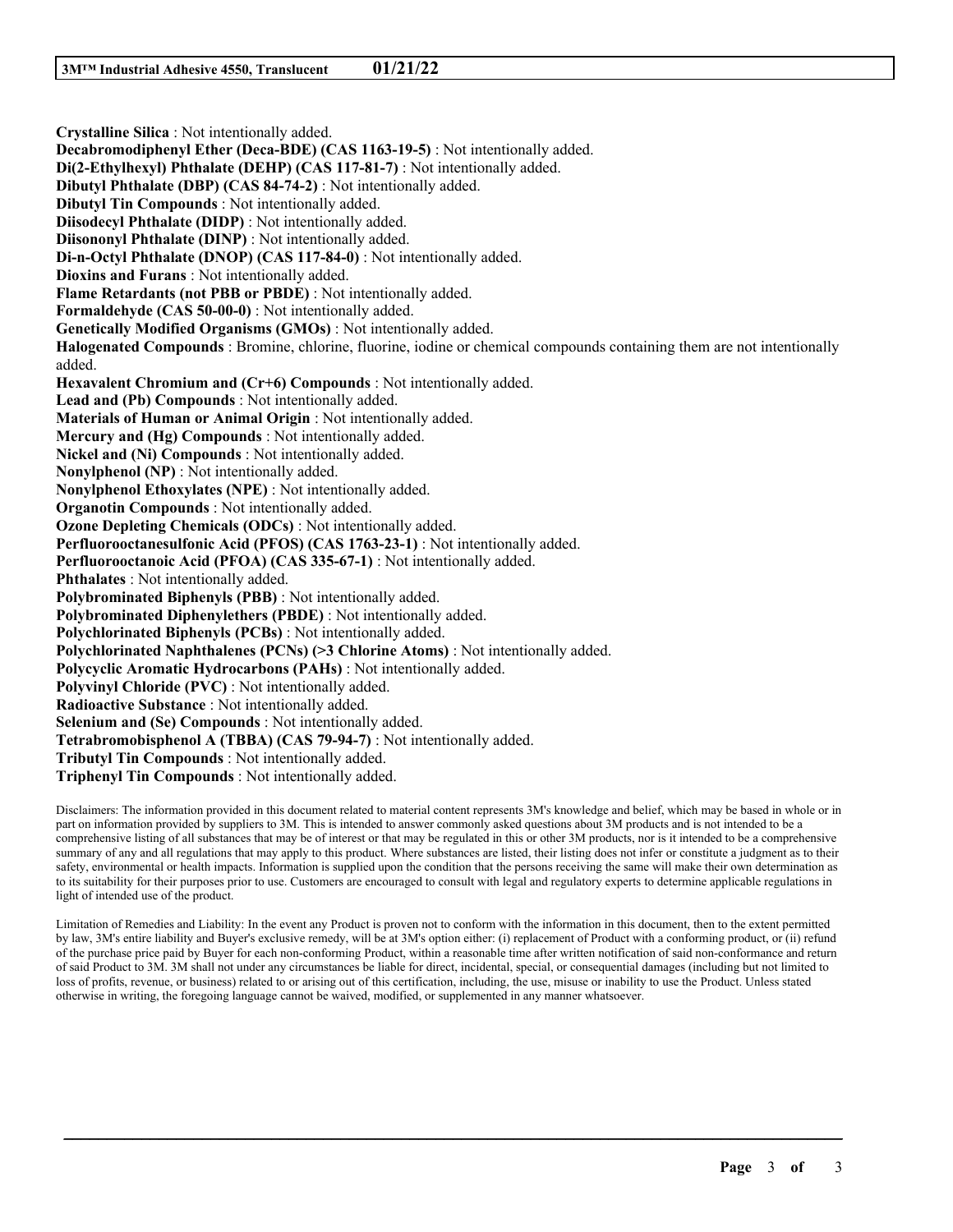**Crystalline Silica** : Not intentionally added.
**Decabromodiphenyl Ether (Deca-BDE) (CAS 1163-19-5)** : Not intentionally added.
**Di(2-Ethylhexyl) Phthalate (DEHP) (CAS 117-81-7)** : Not intentionally added.
**Dibutyl Phthalate (DBP) (CAS 84-74-2)** : Not intentionally added.
**Dibutyl Tin Compounds** : Not intentionally added.
**Diisodecyl Phthalate (DIDP)** : Not intentionally added.
**Diisononyl Phthalate (DINP)** : Not intentionally added.
**Di-n-Octyl Phthalate (DNOP) (CAS 117-84-0)** : Not intentionally added.
**Dioxins and Furans** : Not intentionally added.
**Flame Retardants (not PBB or PBDE)** : Not intentionally added.
**Formaldehyde (CAS 50-00-0)** : Not intentionally added.
**Genetically Modified Organisms (GMOs)** : Not intentionally added.
**Halogenated Compounds** : Bromine, chlorine, fluorine, iodine or chemical compounds containing them are not intentionally added.
**Hexavalent Chromium and (Cr+6) Compounds** : Not intentionally added.
**Lead and (Pb) Compounds** : Not intentionally added.
**Materials of Human or Animal Origin** : Not intentionally added.
**Mercury and (Hg) Compounds** : Not intentionally added.
**Nickel and (Ni) Compounds** : Not intentionally added.
**Nonylphenol (NP)** : Not intentionally added.
**Nonylphenol Ethoxylates (NPE)** : Not intentionally added.
**Organotin Compounds** : Not intentionally added.
**Ozone Depleting Chemicals (ODCs)** : Not intentionally added.
**Perfluorooctanesulfonic Acid (PFOS) (CAS 1763-23-1)** : Not intentionally added.
**Perfluorooctanoic Acid (PFOA) (CAS 335-67-1)** : Not intentionally added.
**Phthalates** : Not intentionally added.
**Polybrominated Biphenyls (PBB)** : Not intentionally added.
**Polybrominated Diphenylethers (PBDE)** : Not intentionally added.
**Polychlorinated Biphenyls (PCBs)** : Not intentionally added.
**Polychlorinated Naphthalenes (PCNs) (>3 Chlorine Atoms)** : Not intentionally added.
**Polycyclic Aromatic Hydrocarbons (PAHs)** : Not intentionally added.
**Polyvinyl Chloride (PVC)** : Not intentionally added.
**Radioactive Substance** : Not intentionally added.
**Selenium and (Se) Compounds** : Not intentionally added.
**Tetrabromobisphenol A (TBBA) (CAS 79-94-7)** : Not intentionally added.
**Tributyl Tin Compounds** : Not intentionally added.
**Triphenyl Tin Compounds** : Not intentionally added.

Disclaimers: The information provided in this document related to material content represents 3M's knowledge and belief, which may be based in whole or in part on information provided by suppliers to 3M. This is intended to answer commonly asked questions about 3M products and is not intended to be a comprehensive listing of all substances that may be of interest or that may be regulated in this or other 3M products, nor is it intended to be a comprehensive summary of any and all regulations that may apply to this product. Where substances are listed, their listing does not infer or constitute a judgment as to their safety, environmental or health impacts. Information is supplied upon the condition that the persons receiving the same will make their own determination as to its suitability for their purposes prior to use. Customers are encouraged to consult with legal and regulatory experts to determine applicable regulations in light of intended use of the product.

Limitation of Remedies and Liability: In the event any Product is proven not to conform with the information in this document, then to the extent permitted by law, 3M's entire liability and Buyer's exclusive remedy, will be at 3M's option either: (i) replacement of Product with a conforming product, or (ii) refund of the purchase price paid by Buyer for each non-conforming Product, within a reasonable time after written notification of said non-conformance and return of said Product to 3M. 3M shall not under any circumstances be liable for direct, incidental, special, or consequential damages (including but not limited to loss of profits, revenue, or business) related to or arising out of this certification, including, the use, misuse or inability to use the Product. Unless stated otherwise in writing, the foregoing language cannot be waived, modified, or supplemented in any manner whatsoever.